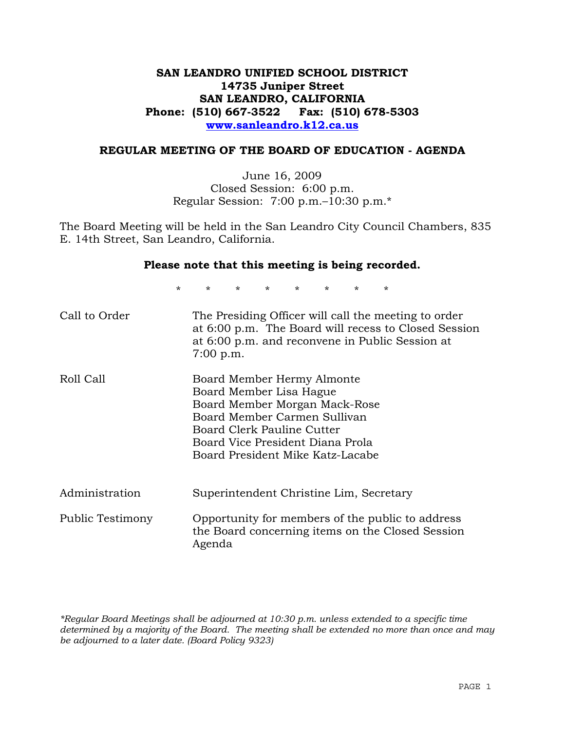**SAN LEANDRO UNIFIED SCHOOL DISTRICT**
**14735 Juniper Street**
**SAN LEANDRO, CALIFORNIA**
**Phone: (510) 667-3522 Fax: (510) 678-5303**
**www.sanleandro.k12.ca.us**

## REGULAR MEETING OF THE BOARD OF EDUCATION - AGENDA

June 16, 2009
Closed Session: 6:00 p.m.
Regular Session: 7:00 p.m.–10:30 p.m.*

The Board Meeting will be held in the San Leandro City Council Chambers, 835 E. 14th Street, San Leandro, California.

**Please note that this meeting is being recorded.**

\* \* \* \* \* \* \* \*

| | |
|---|---|
| Call to Order | The Presiding Officer will call the meeting to order at 6:00 p.m. The Board will recess to Closed Session at 6:00 p.m. and reconvene in Public Session at 7:00 p.m. |
| Roll Call | Board Member Hermy Almonte<br>Board Member Lisa Hague<br>Board Member Morgan Mack-Rose<br>Board Member Carmen Sullivan<br>Board Clerk Pauline Cutter<br>Board Vice President Diana Prola<br>Board President Mike Katz-Lacabe |
| Administration | Superintendent Christine Lim, Secretary |
| Public Testimony | Opportunity for members of the public to address the Board concerning items on the Closed Session Agenda |

*\*Regular Board Meetings shall be adjourned at 10:30 p.m. unless extended to a specific time determined by a majority of the Board. The meeting shall be extended no more than once and may be adjourned to a later date. (Board Policy 9323)*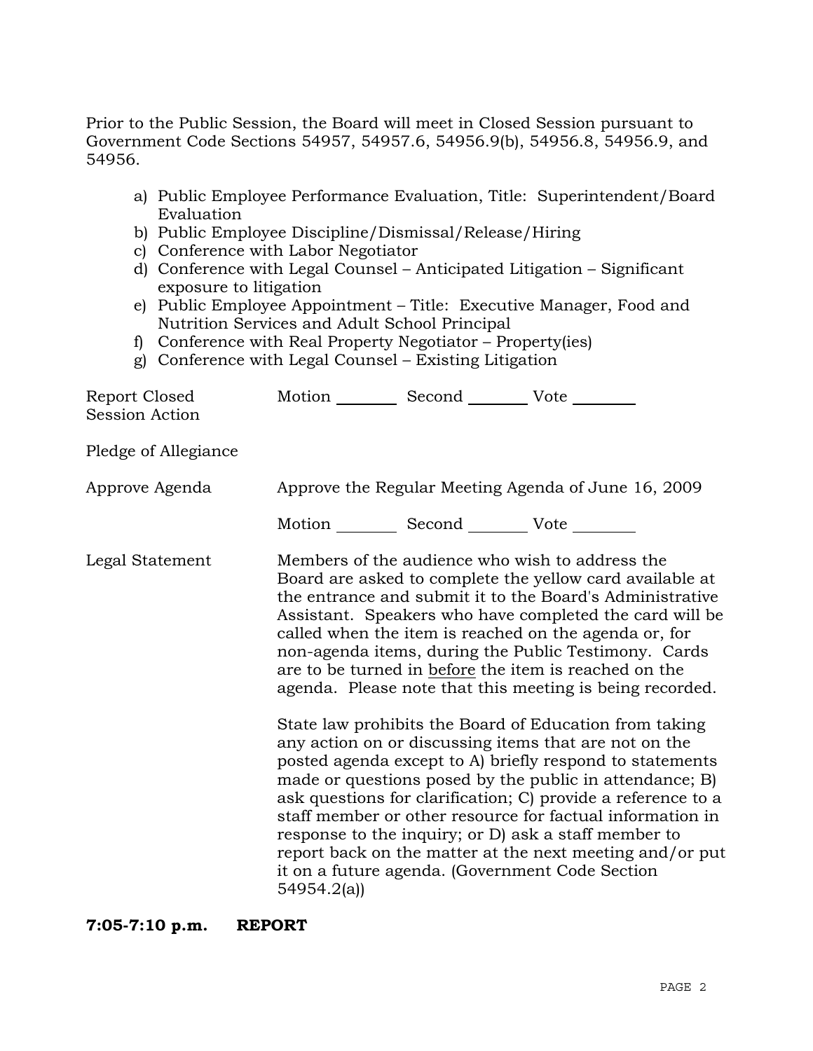Prior to the Public Session, the Board will meet in Closed Session pursuant to Government Code Sections 54957, 54957.6, 54956.9(b), 54956.8, 54956.9, and 54956.

a) Public Employee Performance Evaluation, Title: Superintendent/Board Evaluation
b) Public Employee Discipline/Dismissal/Release/Hiring
c) Conference with Labor Negotiator
d) Conference with Legal Counsel – Anticipated Litigation – Significant exposure to litigation
e) Public Employee Appointment – Title: Executive Manager, Food and Nutrition Services and Adult School Principal
f) Conference with Real Property Negotiator – Property(ies)
g) Conference with Legal Counsel – Existing Litigation

Report Closed Session Action — Motion ________ Second ________ Vote ________

Pledge of Allegiance

Approve Agenda — Approve the Regular Meeting Agenda of June 16, 2009

Motion ________ Second ________ Vote ________

Legal Statement — Members of the audience who wish to address the Board are asked to complete the yellow card available at the entrance and submit it to the Board's Administrative Assistant. Speakers who have completed the card will be called when the item is reached on the agenda or, for non-agenda items, during the Public Testimony. Cards are to be turned in before the item is reached on the agenda. Please note that this meeting is being recorded.

State law prohibits the Board of Education from taking any action on or discussing items that are not on the posted agenda except to A) briefly respond to statements made or questions posed by the public in attendance; B) ask questions for clarification; C) provide a reference to a staff member or other resource for factual information in response to the inquiry; or D) ask a staff member to report back on the matter at the next meeting and/or put it on a future agenda. (Government Code Section 54954.2(a))

**7:05-7:10 p.m. REPORT**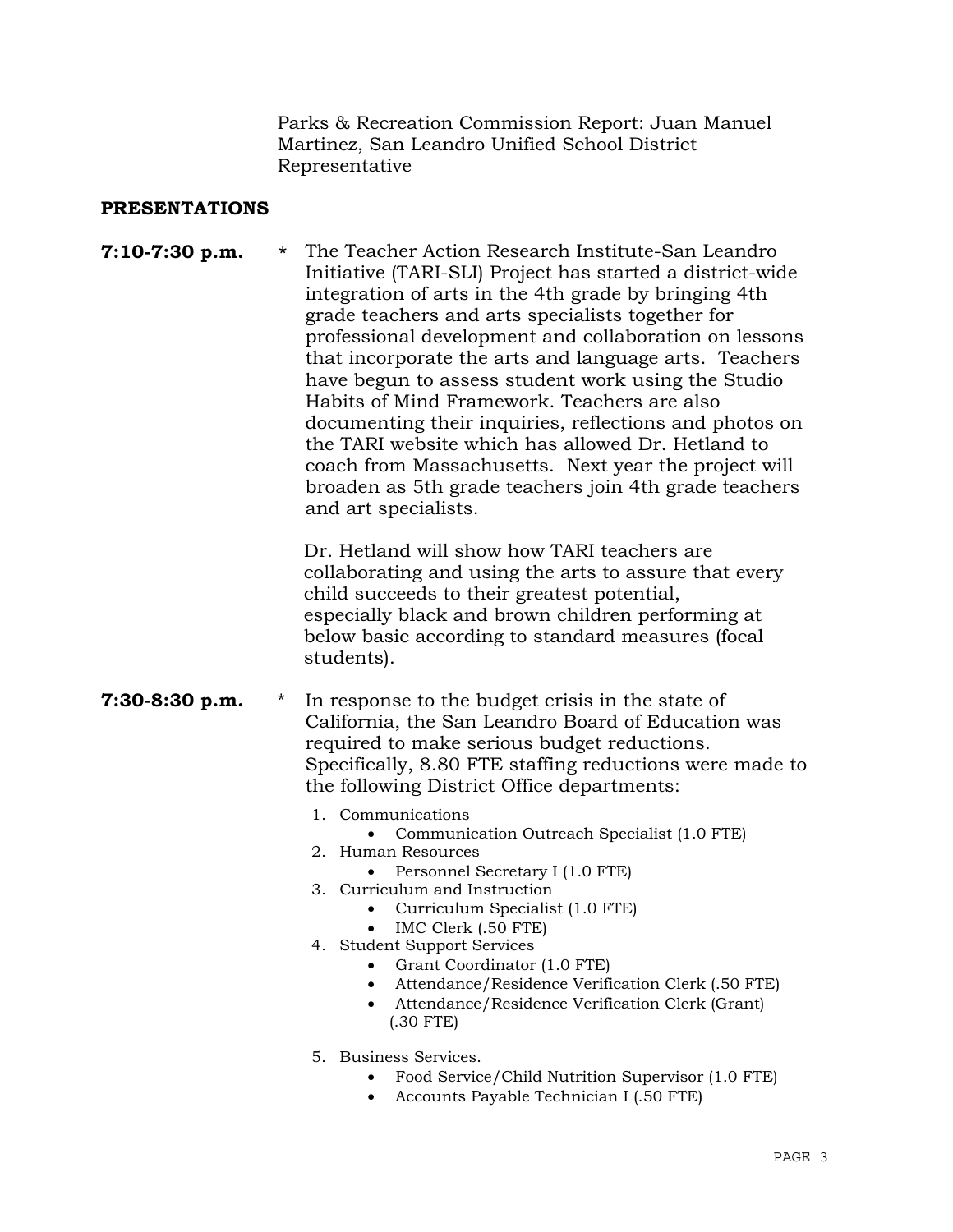Parks & Recreation Commission Report: Juan Manuel Martinez, San Leandro Unified School District Representative

## PRESENTATIONS

**7:10-7:30 p.m.** * The Teacher Action Research Institute-San Leandro Initiative (TARI-SLI) Project has started a district-wide integration of arts in the 4th grade by bringing 4th grade teachers and arts specialists together for professional development and collaboration on lessons that incorporate the arts and language arts. Teachers have begun to assess student work using the Studio Habits of Mind Framework. Teachers are also documenting their inquiries, reflections and photos on the TARI website which has allowed Dr. Hetland to coach from Massachusetts. Next year the project will broaden as 5th grade teachers join 4th grade teachers and art specialists.

Dr. Hetland will show how TARI teachers are collaborating and using the arts to assure that every child succeeds to their greatest potential, especially black and brown children performing at below basic according to standard measures (focal students).

**7:30-8:30 p.m.** * In response to the budget crisis in the state of California, the San Leandro Board of Education was required to make serious budget reductions. Specifically, 8.80 FTE staffing reductions were made to the following District Office departments:

1. Communications
   - Communication Outreach Specialist (1.0 FTE)
2. Human Resources
   - Personnel Secretary I (1.0 FTE)
3. Curriculum and Instruction
   - Curriculum Specialist (1.0 FTE)
   - IMC Clerk (.50 FTE)
4. Student Support Services
   - Grant Coordinator (1.0 FTE)
   - Attendance/Residence Verification Clerk (.50 FTE)
   - Attendance/Residence Verification Clerk (Grant) (.30 FTE)
5. Business Services.
   - Food Service/Child Nutrition Supervisor (1.0 FTE)
   - Accounts Payable Technician I (.50 FTE)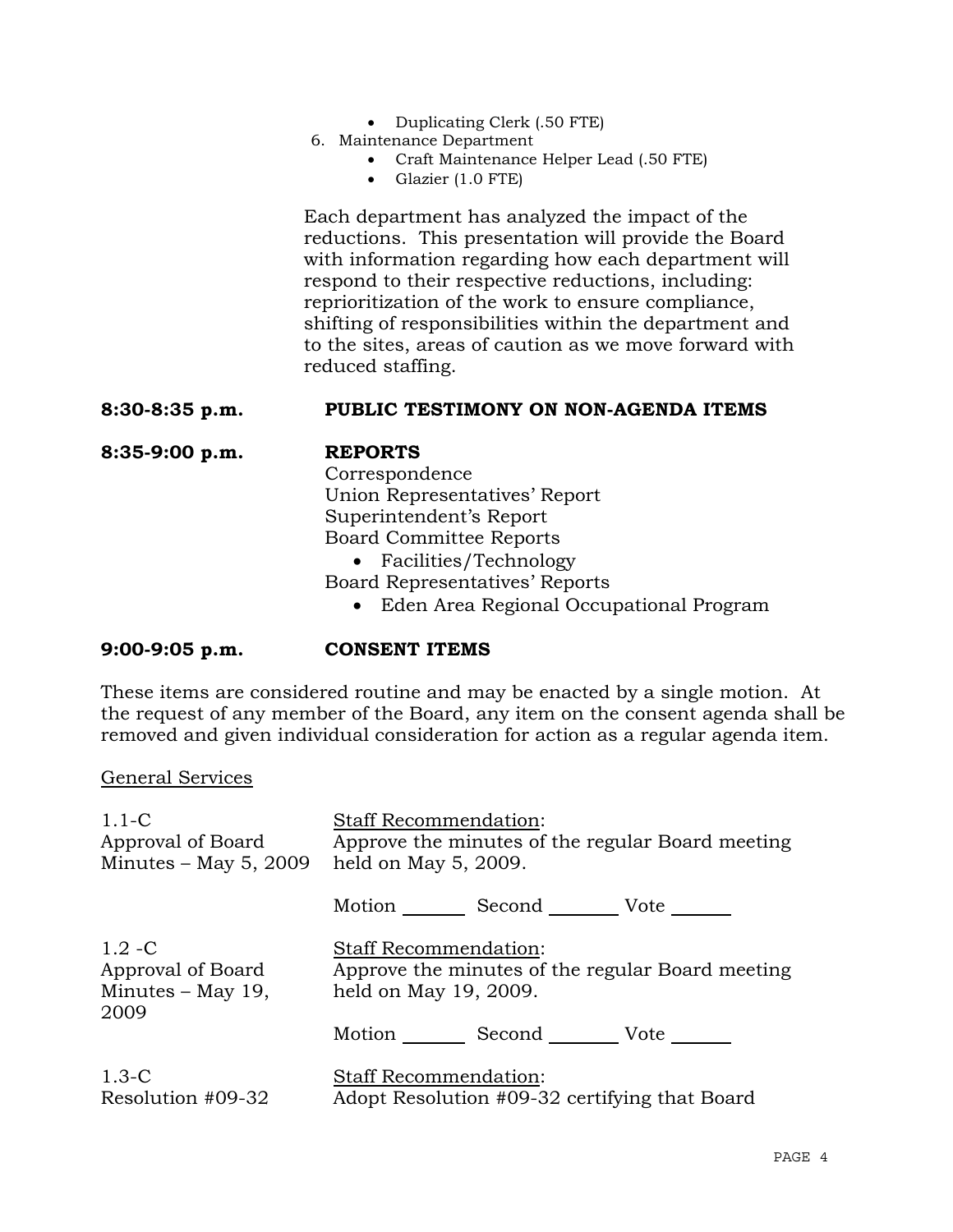- Duplicating Clerk (.50 FTE)

6. Maintenance Department
   - Craft Maintenance Helper Lead (.50 FTE)
   - Glazier (1.0 FTE)

Each department has analyzed the impact of the reductions. This presentation will provide the Board with information regarding how each department will respond to their respective reductions, including: reprioritization of the work to ensure compliance, shifting of responsibilities within the department and to the sites, areas of caution as we move forward with reduced staffing.

**8:30-8:35 p.m.** **PUBLIC TESTIMONY ON NON-AGENDA ITEMS**

**8:35-9:00 p.m.** **REPORTS**

Correspondence
Union Representatives' Report
Superintendent's Report
Board Committee Reports

- Facilities/Technology

Board Representatives' Reports

- Eden Area Regional Occupational Program

**9:00-9:05 p.m.** **CONSENT ITEMS**

These items are considered routine and may be enacted by a single motion. At the request of any member of the Board, any item on the consent agenda shall be removed and given individual consideration for action as a regular agenda item.

General Services

1.1-C
Approval of Board Minutes – May 5, 2009

Staff Recommendation:
Approve the minutes of the regular Board meeting held on May 5, 2009.

Motion _______ Second _______ Vote _______

1.2 -C
Approval of Board Minutes – May 19, 2009

Staff Recommendation:
Approve the minutes of the regular Board meeting held on May 19, 2009.

Motion _______ Second _______ Vote _______

1.3-C
Resolution #09-32

Staff Recommendation:
Adopt Resolution #09-32 certifying that Board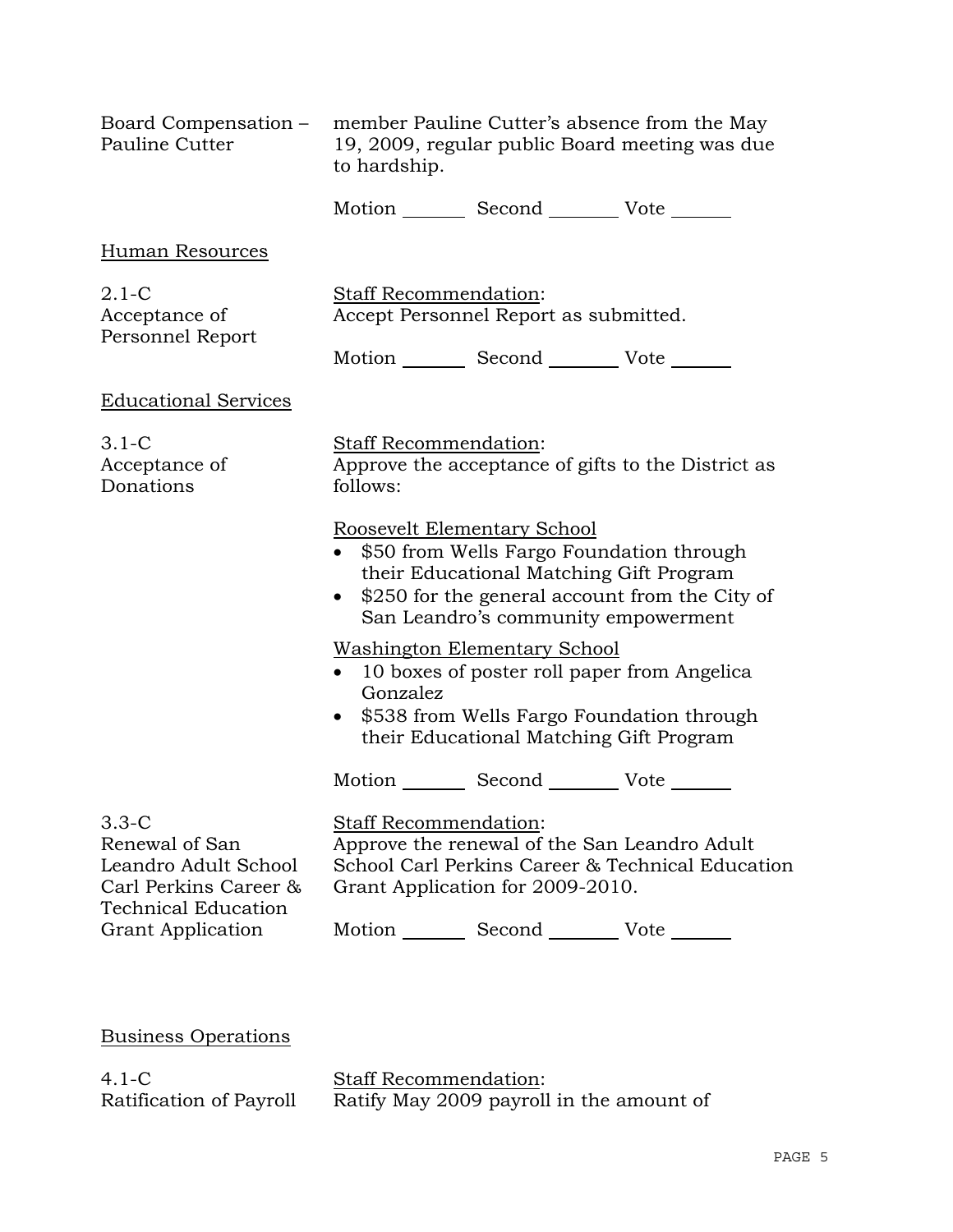Board Compensation – Pauline Cutter

member Pauline Cutter's absence from the May 19, 2009, regular public Board meeting was due to hardship.

Motion _______ Second ________ Vote _______

Human Resources

2.1-C Acceptance of Personnel Report

Staff Recommendation:
Accept Personnel Report as submitted.

Motion _______ Second ________ Vote _______

Educational Services

3.1-C Acceptance of Donations

Staff Recommendation:
Approve the acceptance of gifts to the District as follows:

Roosevelt Elementary School

- $50 from Wells Fargo Foundation through their Educational Matching Gift Program
- $250 for the general account from the City of San Leandro's community empowerment

Washington Elementary School

- 10 boxes of poster roll paper from Angelica Gonzalez
- $538 from Wells Fargo Foundation through their Educational Matching Gift Program

Motion _______ Second ________ Vote _______

3.3-C Renewal of San Leandro Adult School Carl Perkins Career & Technical Education Grant Application

Staff Recommendation:
Approve the renewal of the San Leandro Adult School Carl Perkins Career & Technical Education Grant Application for 2009-2010.

Motion _______ Second ________ Vote _______

Business Operations

4.1-C Ratification of Payroll

Staff Recommendation:
Ratify May 2009 payroll in the amount of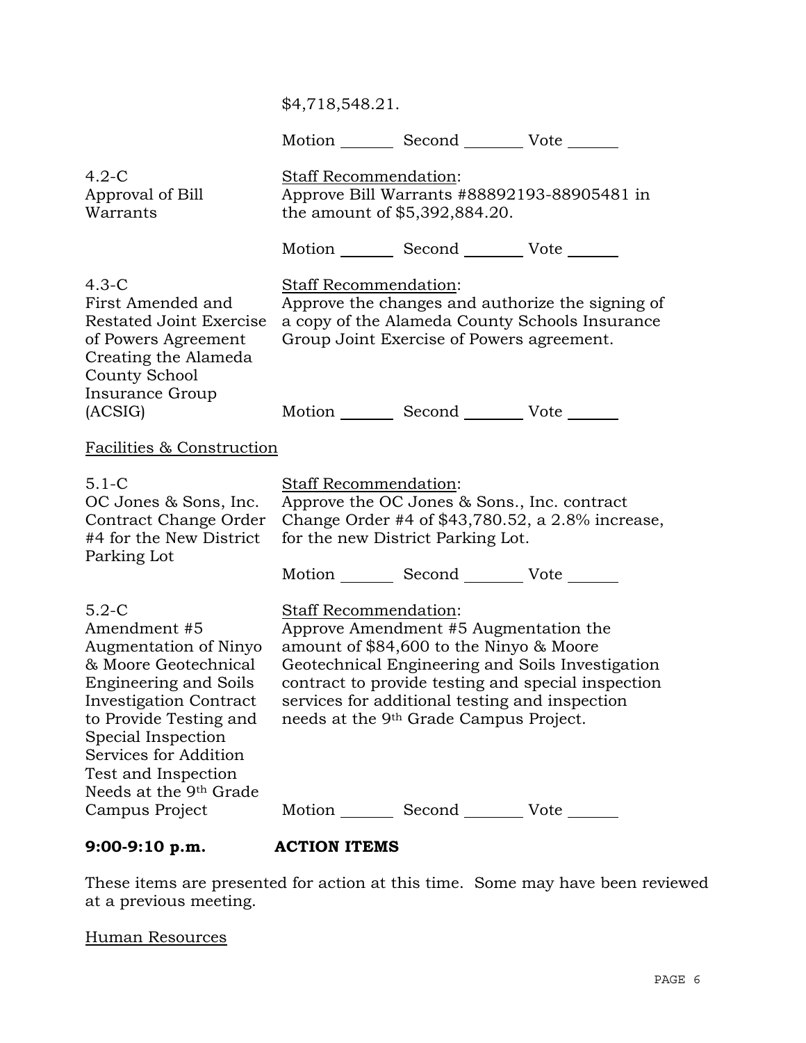$4,718,548.21.

Motion _______ Second _______ Vote ______

**4.2-C Approval of Bill Warrants**

Staff Recommendation:
Approve Bill Warrants #88892193-88905481 in the amount of $5,392,884.20.

Motion _______ Second _______ Vote ______

**4.3-C First Amended and Restated Joint Exercise of Powers Agreement Creating the Alameda County School Insurance Group (ACSIG)**

Staff Recommendation:
Approve the changes and authorize the signing of a copy of the Alameda County Schools Insurance Group Joint Exercise of Powers agreement.

Motion _______ Second _______ Vote ______

Facilities & Construction

**5.1-C OC Jones & Sons, Inc. Contract Change Order #4 for the New District Parking Lot**

Staff Recommendation:
Approve the OC Jones & Sons., Inc. contract Change Order #4 of $43,780.52, a 2.8% increase, for the new District Parking Lot.

Motion _______ Second _______ Vote ______

**5.2-C Amendment #5 Augmentation of Ninyo & Moore Geotechnical Engineering and Soils Investigation Contract to Provide Testing and Special Inspection Services for Addition Test and Inspection Needs at the 9th Grade Campus Project**

Staff Recommendation:
Approve Amendment #5 Augmentation the amount of $84,600 to the Ninyo & Moore Geotechnical Engineering and Soils Investigation contract to provide testing and special inspection services for additional testing and inspection needs at the 9th Grade Campus Project.

Motion _______ Second _______ Vote ______

**9:00-9:10 p.m. ACTION ITEMS**

These items are presented for action at this time. Some may have been reviewed at a previous meeting.

Human Resources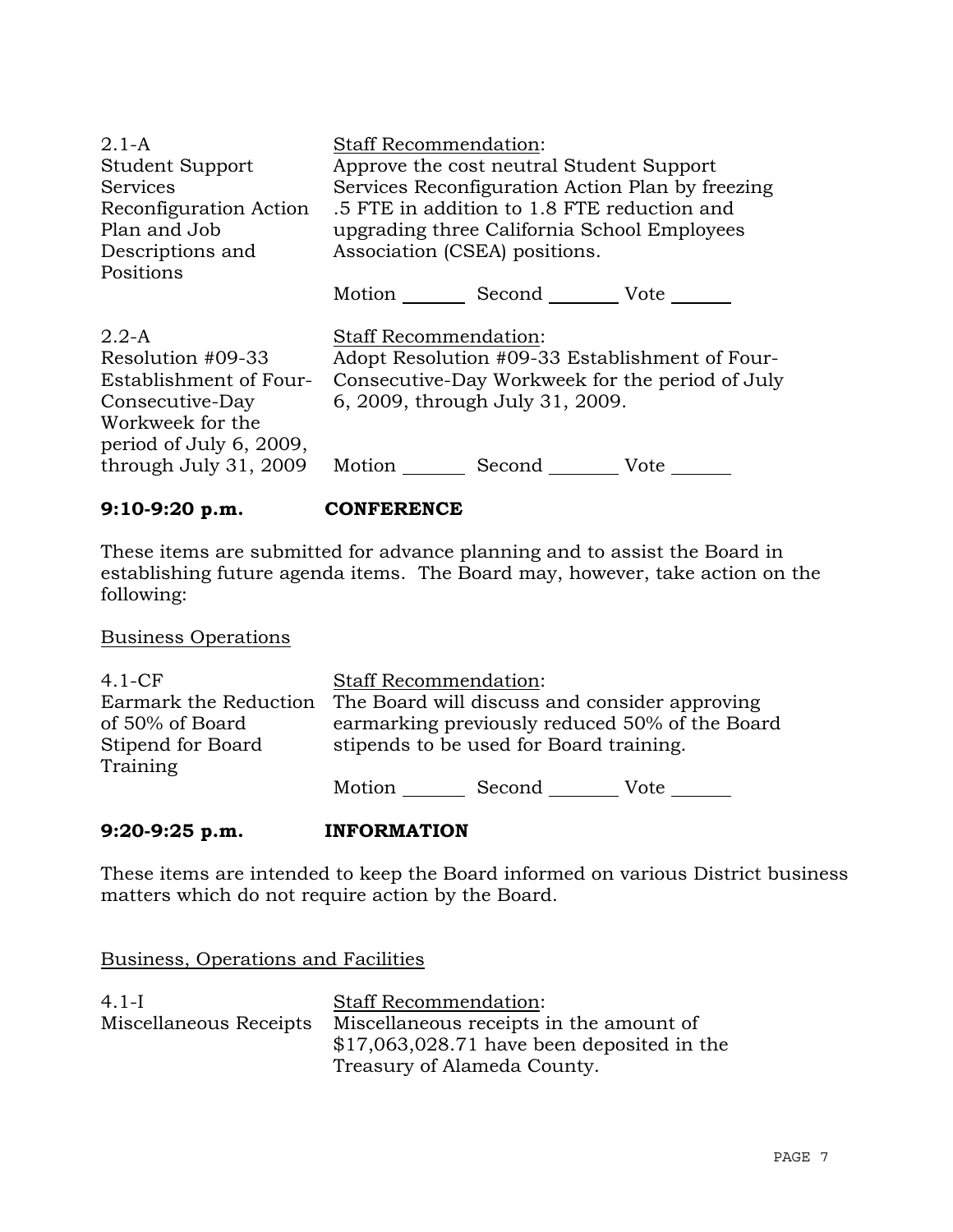| | |
|---|---|
| 2.1-A<br>Student Support Services Reconfiguration Action Plan and Job Descriptions and Positions | Staff Recommendation:<br>Approve the cost neutral Student Support Services Reconfiguration Action Plan by freezing .5 FTE in addition to 1.8 FTE reduction and upgrading three California School Employees Association (CSEA) positions.<br><br>Motion _______ Second _______ Vote _______ |
| 2.2-A<br>Resolution #09-33 Establishment of Four-Consecutive-Day Workweek for the period of July 6, 2009, through July 31, 2009 | Staff Recommendation:<br>Adopt Resolution #09-33 Establishment of Four-Consecutive-Day Workweek for the period of July 6, 2009, through July 31, 2009.<br><br>Motion _______ Second _______ Vote _______ |

**9:10-9:20 p.m. CONFERENCE**

These items are submitted for advance planning and to assist the Board in establishing future agenda items. The Board may, however, take action on the following:

Business Operations

| | |
|---|---|
| 4.1-CF<br>Earmark the Reduction of 50% of Board Stipend for Board Training | Staff Recommendation:<br>The Board will discuss and consider approving earmarking previously reduced 50% of the Board stipends to be used for Board training.<br><br>Motion _______ Second _______ Vote _______ |

**9:20-9:25 p.m. INFORMATION**

These items are intended to keep the Board informed on various District business matters which do not require action by the Board.

Business, Operations and Facilities

| | |
|---|---|
| 4.1-I<br>Miscellaneous Receipts | Staff Recommendation:<br>Miscellaneous receipts in the amount of $17,063,028.71 have been deposited in the Treasury of Alameda County. |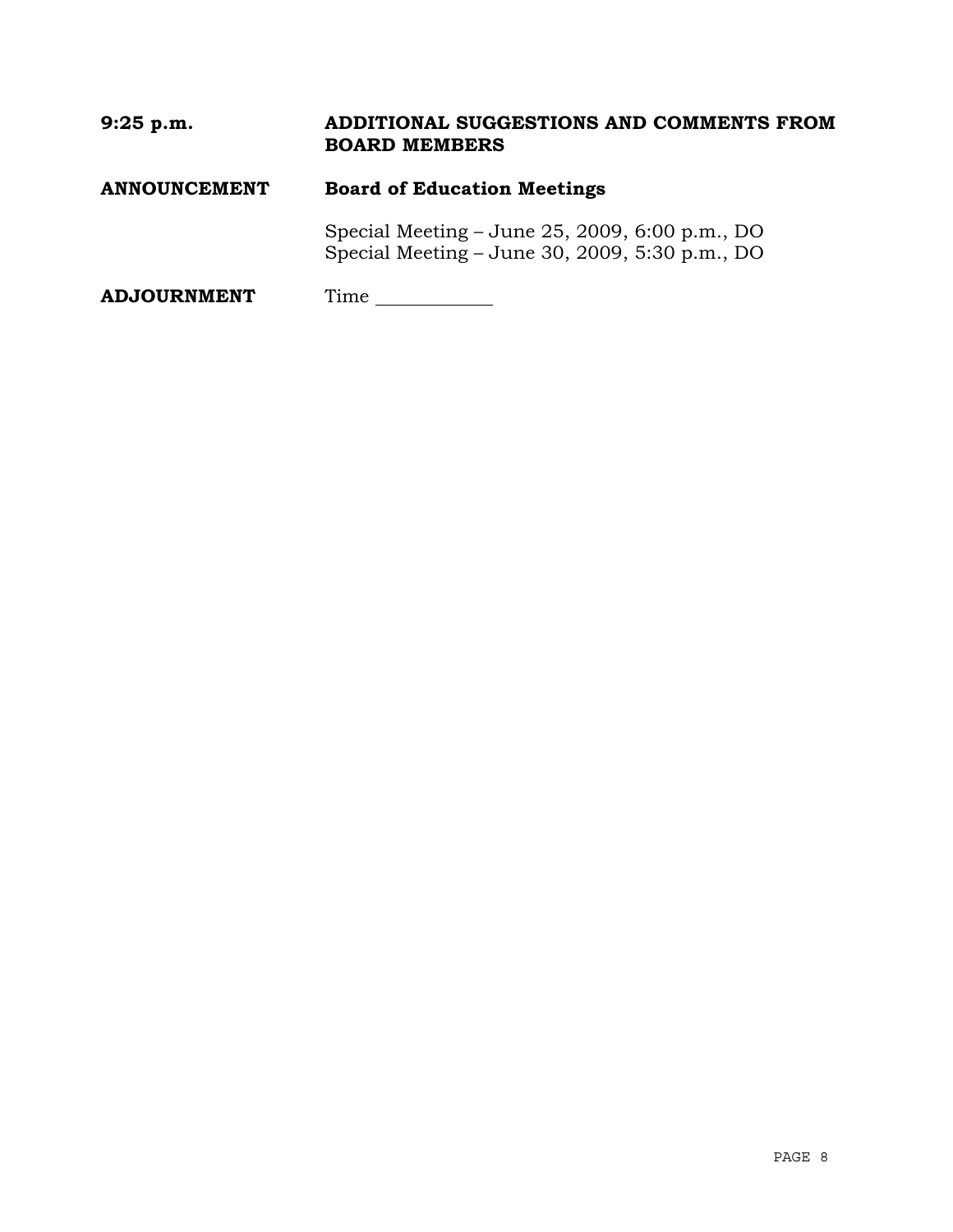**9:25 p.m.** **ADDITIONAL SUGGESTIONS AND COMMENTS FROM BOARD MEMBERS**

**ANNOUNCEMENT** **Board of Education Meetings**

Special Meeting – June 25, 2009, 6:00 p.m., DO
Special Meeting – June 30, 2009, 5:30 p.m., DO

**ADJOURNMENT** Time ____________